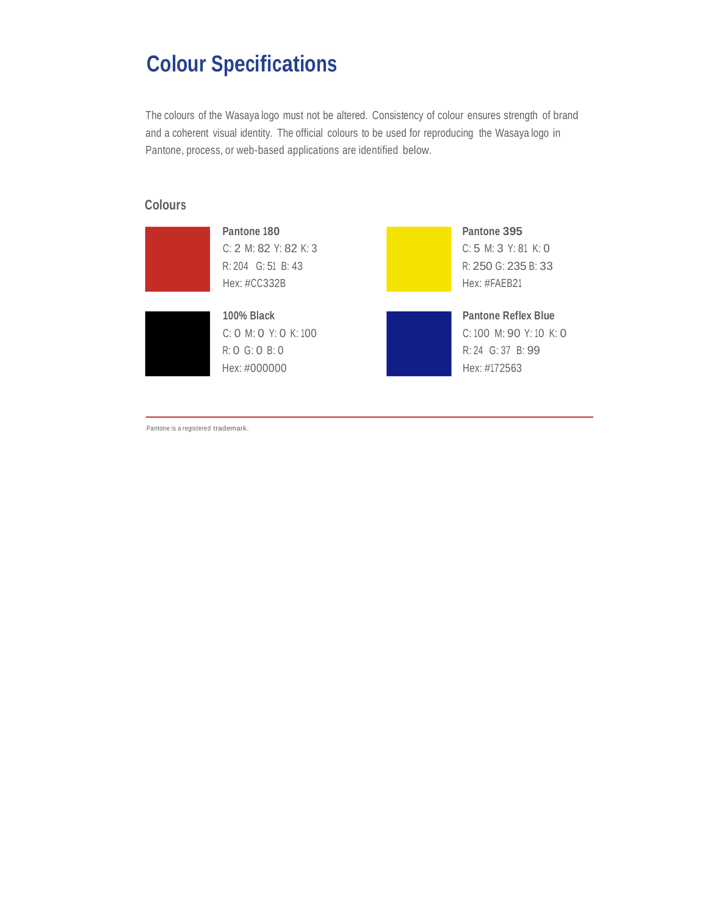# Colour Specifications

The colours of the Wasaya logo must not be altered. Consistency of colour ensures strength of brand and a coherent visual identity. The official colours to be used for reproducing the Wasaya logo in Pantone, process, or web-based applications are identified below.

## Colours

**Pantone 180**
C: 2 M: 82 Y: 82 K: 3
R: 204 G: 51 B: 43
Hex: #CC332B

**Pantone 395**
C: 5 M: 3 Y: 81 K: 0
R: 250 G: 235 B: 33
Hex: #FAEB21

**100% Black**
C: 0 M: 0 Y: 0 K: 100
R: 0 G: 0 B: 0
Hex: #000000

**Pantone Reflex Blue**
C: 100 M: 90 Y: 10 K: 0
R: 24 G: 37 B: 99
Hex: #172563

---

Pantone is a registered trademark.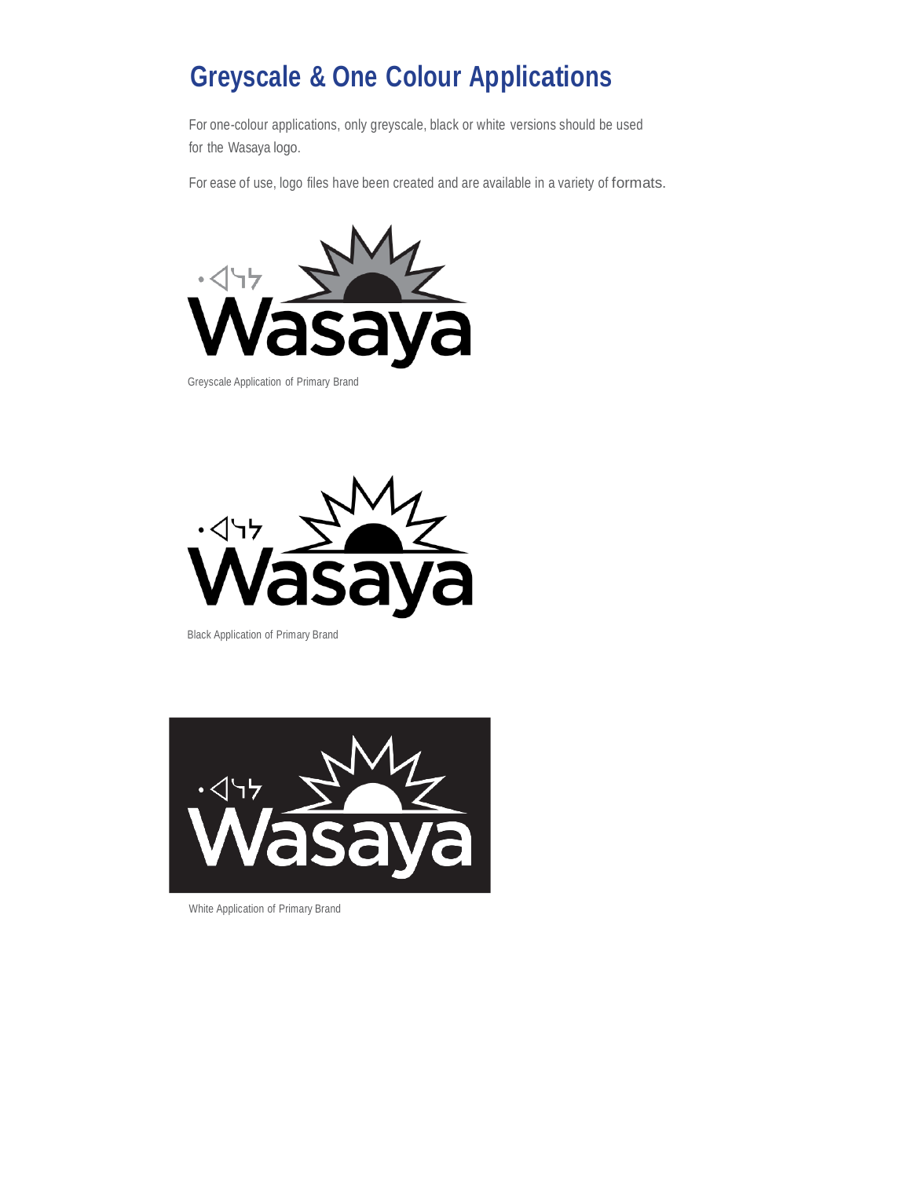# Greyscale & One Colour Applications

For one-colour applications, only greyscale, black or white versions should be used for the Wasaya logo.

For ease of use, logo files have been created and are available in a variety of formats.

Greyscale Application of Primary Brand

Black Application of Primary Brand

White Application of Primary Brand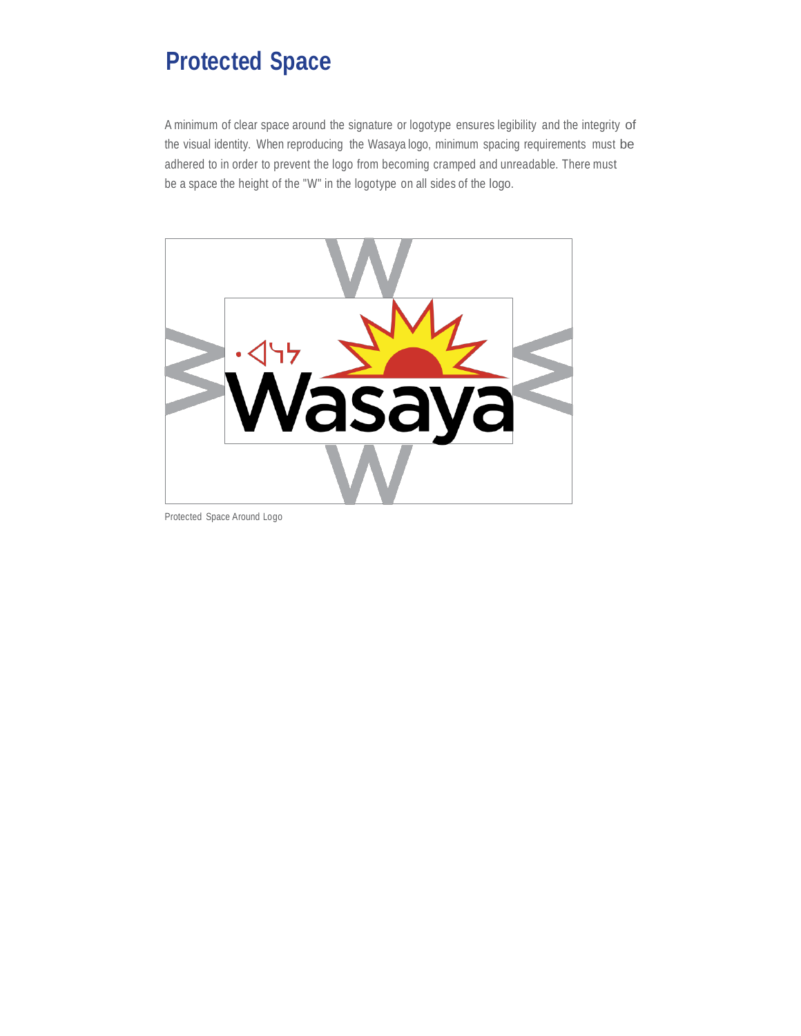# Protected Space

A minimum of clear space around the signature or logotype ensures legibility and the integrity of the visual identity. When reproducing the Wasaya logo, minimum spacing requirements must be adhered to in order to prevent the logo from becoming cramped and unreadable. There must be a space the height of the "W" in the logotype on all sides of the logo.

Protected Space Around Logo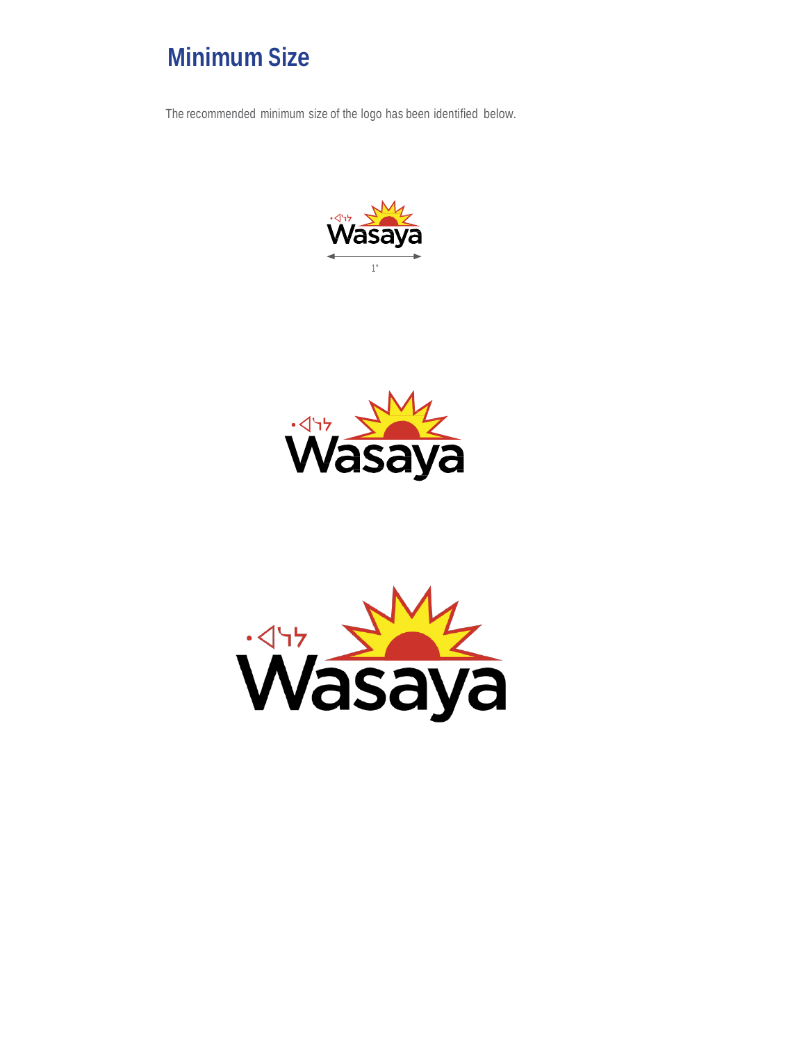## Minimum Size

The recommended minimum size of the logo has been identified below.

1"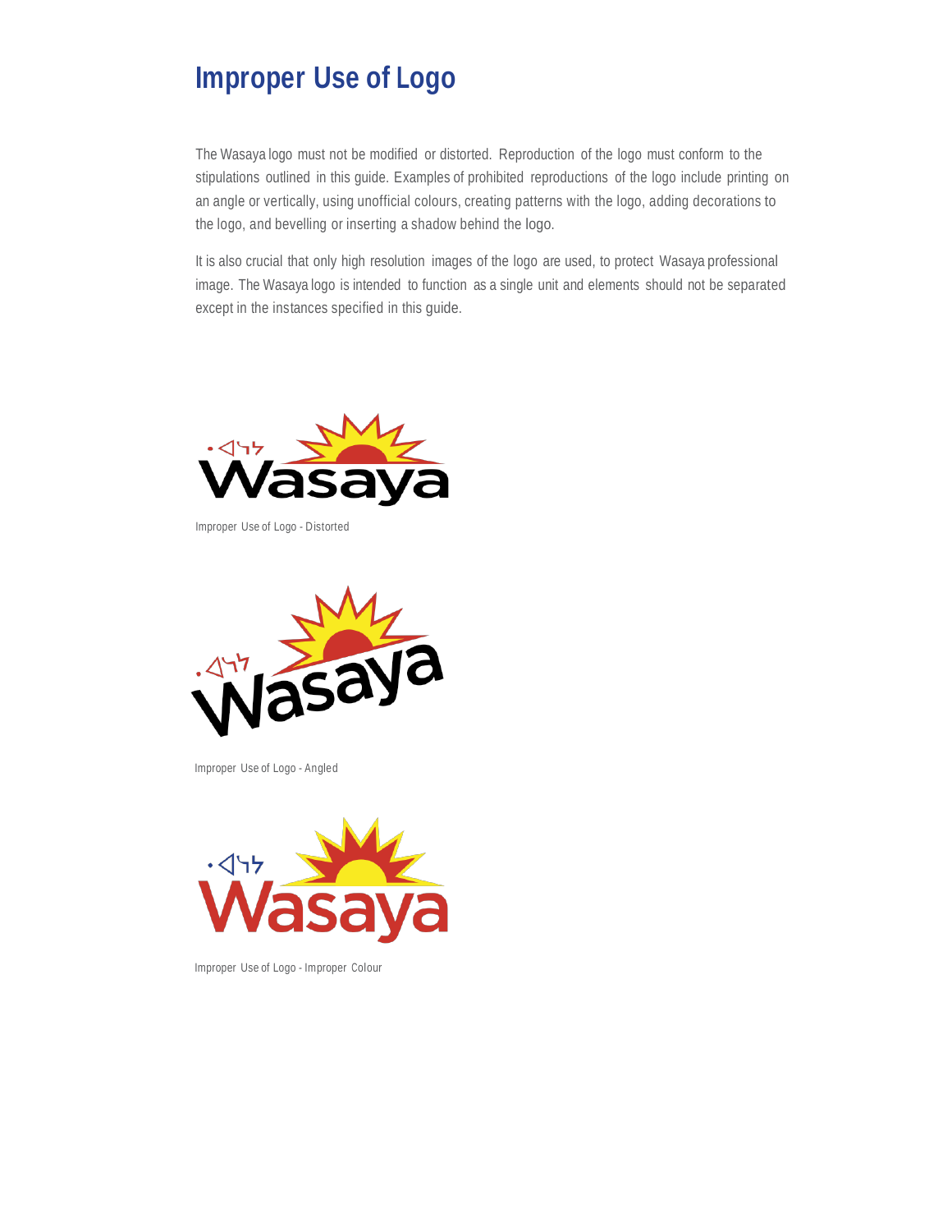# Improper Use of Logo

The Wasaya logo must not be modified or distorted. Reproduction of the logo must conform to the stipulations outlined in this guide. Examples of prohibited reproductions of the logo include printing on an angle or vertically, using unofficial colours, creating patterns with the logo, adding decorations to the logo, and bevelling or inserting a shadow behind the logo.

It is also crucial that only high resolution images of the logo are used, to protect Wasaya professional image. The Wasaya logo is intended to function as a single unit and elements should not be separated except in the instances specified in this guide.

Improper Use of Logo - Distorted

Improper Use of Logo - Angled

Improper Use of Logo - Improper Colour